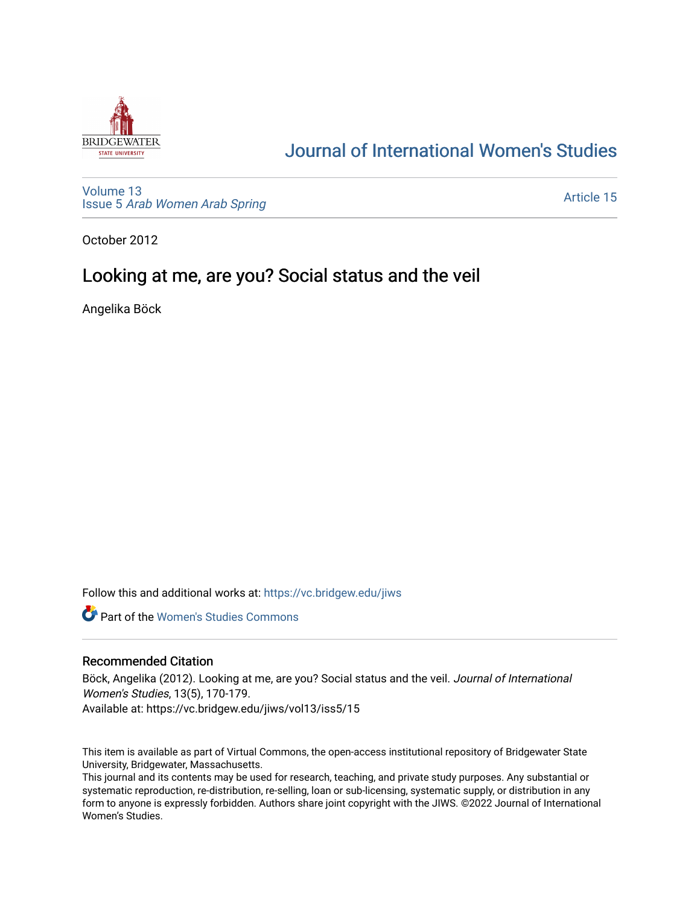# Journal of International Women's Studies

Volume 13
Issue 5 *Arab Women Arab Spring*

Article 15

October 2012

## Looking at me, are you? Social status and the veil

Angelika Böck

Follow this and additional works at: https://vc.bridgew.edu/jiws

Part of the Women's Studies Commons

### Recommended Citation

Böck, Angelika (2012). Looking at me, are you? Social status and the veil. *Journal of International Women's Studies*, 13(5), 170-179.
Available at: https://vc.bridgew.edu/jiws/vol13/iss5/15

This item is available as part of Virtual Commons, the open-access institutional repository of Bridgewater State University, Bridgewater, Massachusetts.
This journal and its contents may be used for research, teaching, and private study purposes. Any substantial or systematic reproduction, re-distribution, re-selling, loan or sub-licensing, systematic supply, or distribution in any form to anyone is expressly forbidden. Authors share joint copyright with the JIWS. ©2022 Journal of International Women's Studies.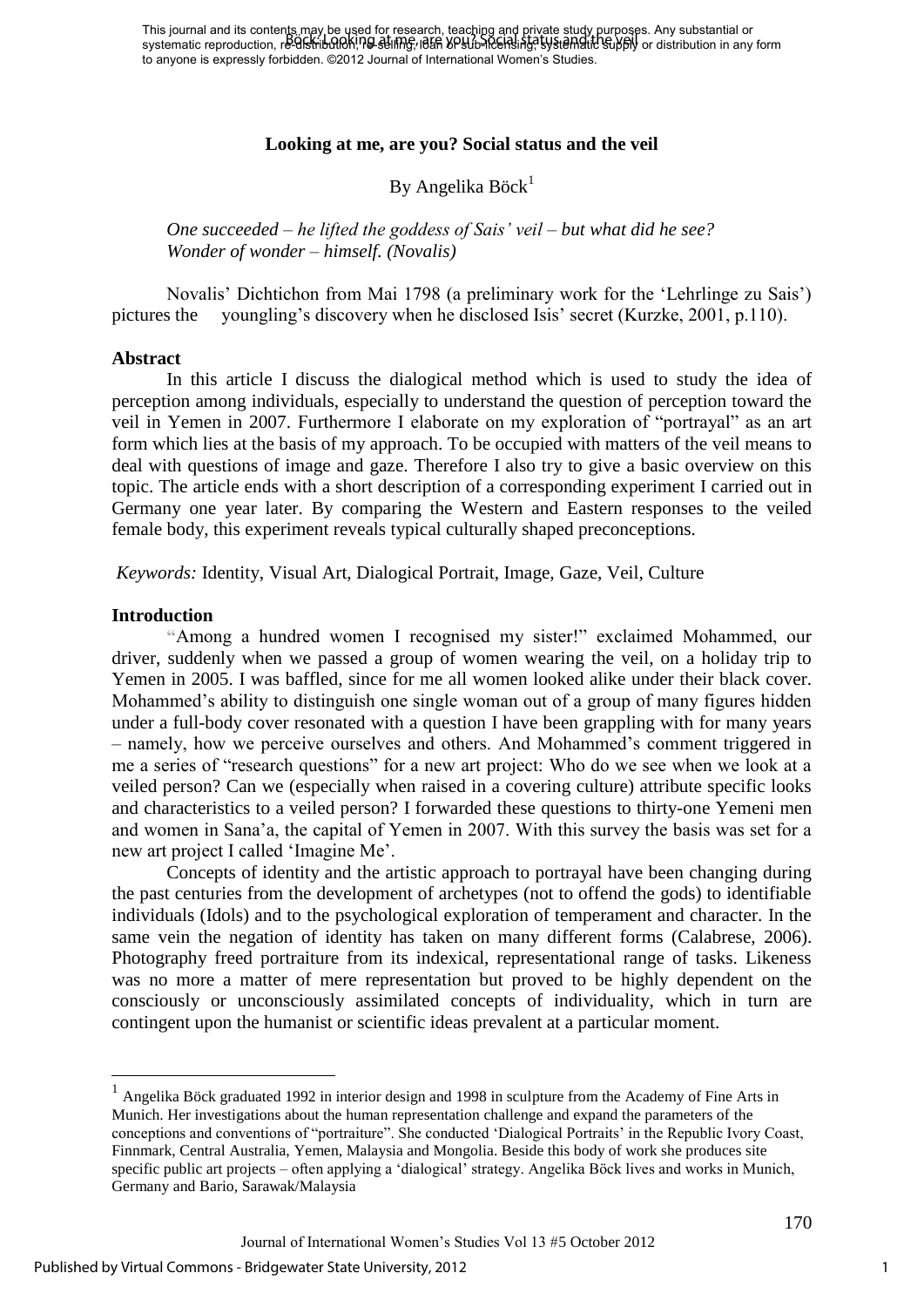# Looking at me, are you? Social status and the veil

By Angelika Böck[1]

*One succeeded – he lifted the goddess of Sais' veil – but what did he see?*
*Wonder of wonder – himself. (Novalis)*

Novalis' Dichtichon from Mai 1798 (a preliminary work for the 'Lehrlinge zu Sais') pictures the youngling's discovery when he disclosed Isis' secret (Kurzke, 2001, p.110).

## Abstract

In this article I discuss the dialogical method which is used to study the idea of perception among individuals, especially to understand the question of perception toward the veil in Yemen in 2007. Furthermore I elaborate on my exploration of "portrayal" as an art form which lies at the basis of my approach. To be occupied with matters of the veil means to deal with questions of image and gaze. Therefore I also try to give a basic overview on this topic. The article ends with a short description of a corresponding experiment I carried out in Germany one year later. By comparing the Western and Eastern responses to the veiled female body, this experiment reveals typical culturally shaped preconceptions.

*Keywords:* Identity, Visual Art, Dialogical Portrait, Image, Gaze, Veil, Culture

## Introduction

"Among a hundred women I recognised my sister!" exclaimed Mohammed, our driver, suddenly when we passed a group of women wearing the veil, on a holiday trip to Yemen in 2005. I was baffled, since for me all women looked alike under their black cover. Mohammed's ability to distinguish one single woman out of a group of many figures hidden under a full-body cover resonated with a question I have been grappling with for many years – namely, how we perceive ourselves and others. And Mohammed's comment triggered in me a series of "research questions" for a new art project: Who do we see when we look at a veiled person? Can we (especially when raised in a covering culture) attribute specific looks and characteristics to a veiled person? I forwarded these questions to thirty-one Yemeni men and women in Sana'a, the capital of Yemen in 2007. With this survey the basis was set for a new art project I called 'Imagine Me'.

Concepts of identity and the artistic approach to portrayal have been changing during the past centuries from the development of archetypes (not to offend the gods) to identifiable individuals (Idols) and to the psychological exploration of temperament and character. In the same vein the negation of identity has taken on many different forms (Calabrese, 2006). Photography freed portraiture from its indexical, representational range of tasks. Likeness was no more a matter of mere representation but proved to be highly dependent on the consciously or unconsciously assimilated concepts of individuality, which in turn are contingent upon the humanist or scientific ideas prevalent at a particular moment.

---

[1] Angelika Böck graduated 1992 in interior design and 1998 in sculpture from the Academy of Fine Arts in Munich. Her investigations about the human representation challenge and expand the parameters of the conceptions and conventions of "portraiture". She conducted 'Dialogical Portraits' in the Republic Ivory Coast, Finnmark, Central Australia, Yemen, Malaysia and Mongolia. Beside this body of work she produces site specific public art projects – often applying a 'dialogical' strategy. Angelika Böck lives and works in Munich, Germany and Bario, Sarawak/Malaysia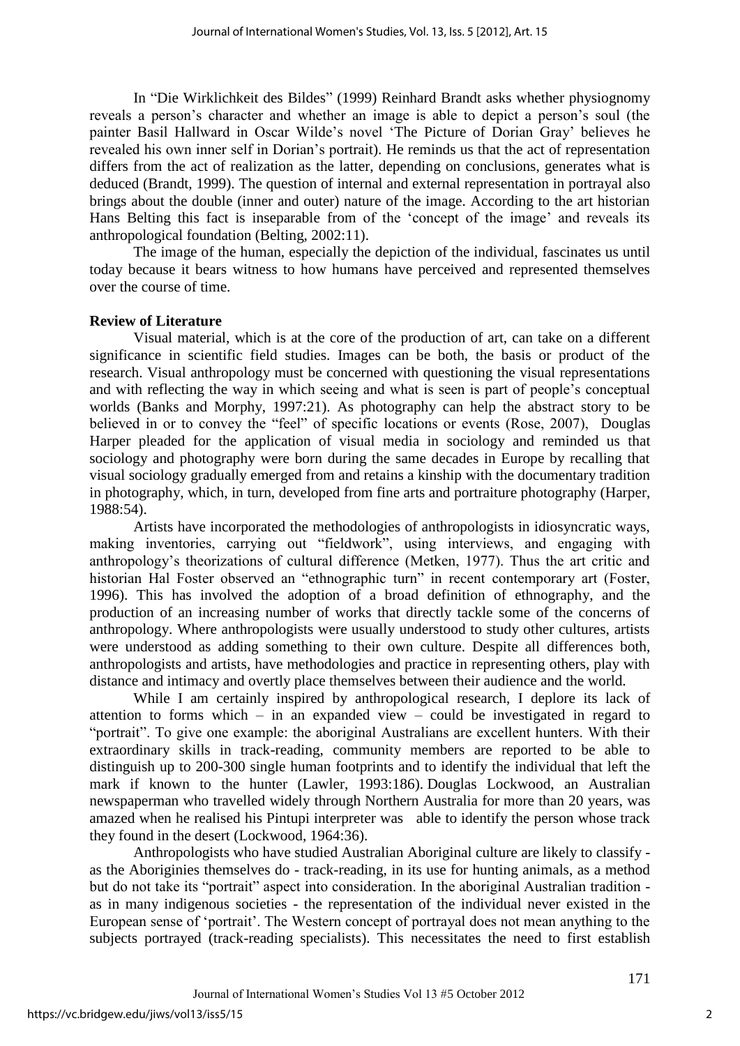In "Die Wirklichkeit des Bildes" (1999) Reinhard Brandt asks whether physiognomy reveals a person's character and whether an image is able to depict a person's soul (the painter Basil Hallward in Oscar Wilde's novel 'The Picture of Dorian Gray' believes he revealed his own inner self in Dorian's portrait). He reminds us that the act of representation differs from the act of realization as the latter, depending on conclusions, generates what is deduced (Brandt, 1999). The question of internal and external representation in portrayal also brings about the double (inner and outer) nature of the image. According to the art historian Hans Belting this fact is inseparable from of the 'concept of the image' and reveals its anthropological foundation (Belting, 2002:11).

The image of the human, especially the depiction of the individual, fascinates us until today because it bears witness to how humans have perceived and represented themselves over the course of time.

**Review of Literature**

Visual material, which is at the core of the production of art, can take on a different significance in scientific field studies. Images can be both, the basis or product of the research. Visual anthropology must be concerned with questioning the visual representations and with reflecting the way in which seeing and what is seen is part of people's conceptual worlds (Banks and Morphy, 1997:21). As photography can help the abstract story to be believed in or to convey the "feel" of specific locations or events (Rose, 2007), Douglas Harper pleaded for the application of visual media in sociology and reminded us that sociology and photography were born during the same decades in Europe by recalling that visual sociology gradually emerged from and retains a kinship with the documentary tradition in photography, which, in turn, developed from fine arts and portraiture photography (Harper, 1988:54).

Artists have incorporated the methodologies of anthropologists in idiosyncratic ways, making inventories, carrying out "fieldwork", using interviews, and engaging with anthropology's theorizations of cultural difference (Metken, 1977). Thus the art critic and historian Hal Foster observed an "ethnographic turn" in recent contemporary art (Foster, 1996). This has involved the adoption of a broad definition of ethnography, and the production of an increasing number of works that directly tackle some of the concerns of anthropology. Where anthropologists were usually understood to study other cultures, artists were understood as adding something to their own culture. Despite all differences both, anthropologists and artists, have methodologies and practice in representing others, play with distance and intimacy and overtly place themselves between their audience and the world.

While I am certainly inspired by anthropological research, I deplore its lack of attention to forms which – in an expanded view – could be investigated in regard to "portrait". To give one example: the aboriginal Australians are excellent hunters. With their extraordinary skills in track-reading, community members are reported to be able to distinguish up to 200-300 single human footprints and to identify the individual that left the mark if known to the hunter (Lawler, 1993:186). Douglas Lockwood, an Australian newspaperman who travelled widely through Northern Australia for more than 20 years, was amazed when he realised his Pintupi interpreter was able to identify the person whose track they found in the desert (Lockwood, 1964:36).

Anthropologists who have studied Australian Aboriginal culture are likely to classify - as the Aboriginies themselves do - track-reading, in its use for hunting animals, as a method but do not take its "portrait" aspect into consideration. In the aboriginal Australian tradition - as in many indigenous societies - the representation of the individual never existed in the European sense of 'portrait'. The Western concept of portrayal does not mean anything to the subjects portrayed (track-reading specialists). This necessitates the need to first establish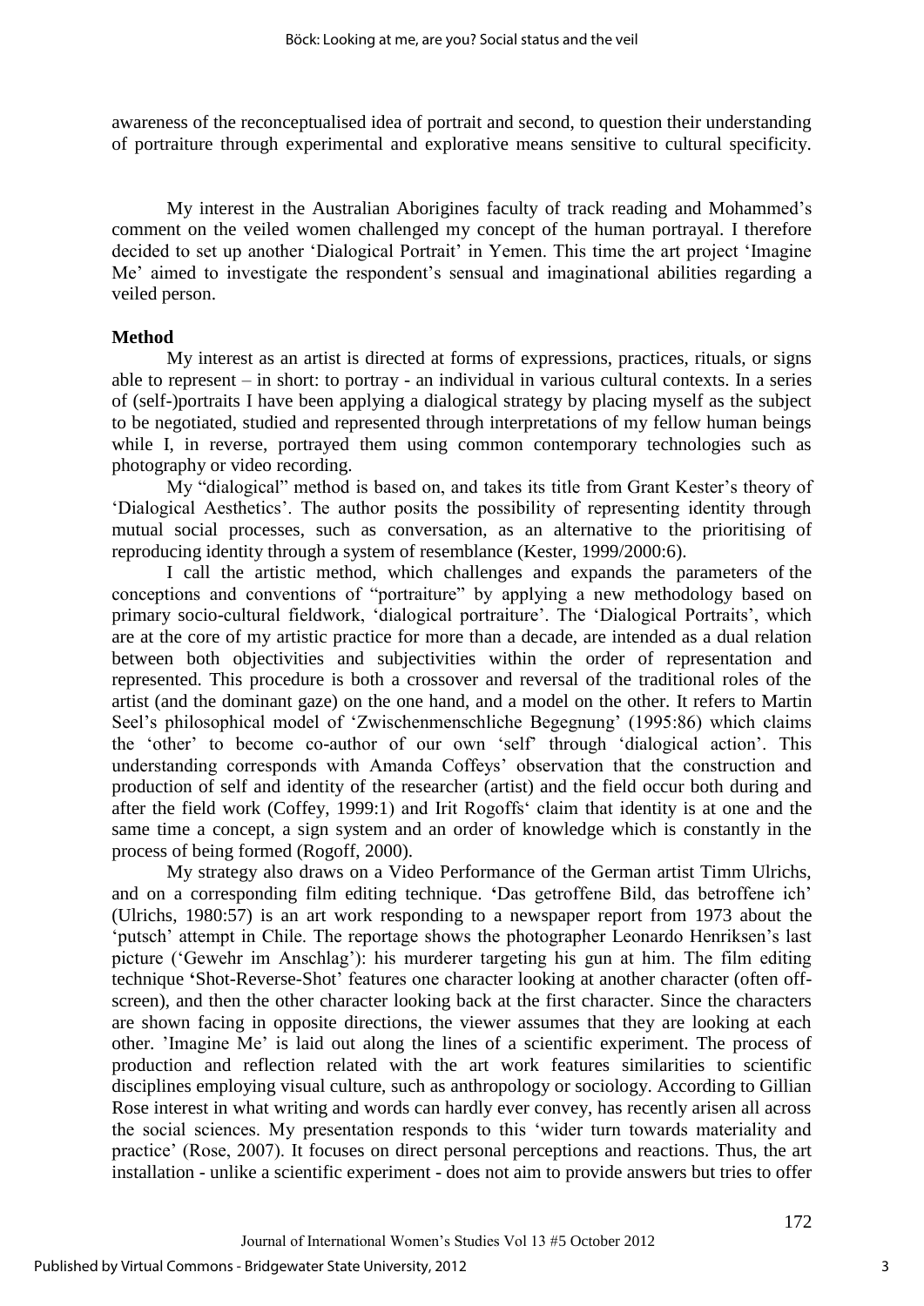awareness of the reconceptualised idea of portrait and second, to question their understanding of portraiture through experimental and explorative means sensitive to cultural specificity.

My interest in the Australian Aborigines faculty of track reading and Mohammed's comment on the veiled women challenged my concept of the human portrayal. I therefore decided to set up another 'Dialogical Portrait' in Yemen. This time the art project 'Imagine Me' aimed to investigate the respondent's sensual and imaginational abilities regarding a veiled person.

**Method**

My interest as an artist is directed at forms of expressions, practices, rituals, or signs able to represent – in short: to portray - an individual in various cultural contexts. In a series of (self-)portraits I have been applying a dialogical strategy by placing myself as the subject to be negotiated, studied and represented through interpretations of my fellow human beings while I, in reverse, portrayed them using common contemporary technologies such as photography or video recording.

My "dialogical" method is based on, and takes its title from Grant Kester's theory of 'Dialogical Aesthetics'. The author posits the possibility of representing identity through mutual social processes, such as conversation, as an alternative to the prioritising of reproducing identity through a system of resemblance (Kester, 1999/2000:6).

I call the artistic method, which challenges and expands the parameters of the conceptions and conventions of "portraiture" by applying a new methodology based on primary socio-cultural fieldwork, 'dialogical portraiture'. The 'Dialogical Portraits', which are at the core of my artistic practice for more than a decade, are intended as a dual relation between both objectivities and subjectivities within the order of representation and represented. This procedure is both a crossover and reversal of the traditional roles of the artist (and the dominant gaze) on the one hand, and a model on the other. It refers to Martin Seel's philosophical model of 'Zwischenmenschliche Begegnung' (1995:86) which claims the 'other' to become co-author of our own 'self' through 'dialogical action'. This understanding corresponds with Amanda Coffeys' observation that the construction and production of self and identity of the researcher (artist) and the field occur both during and after the field work (Coffey, 1999:1) and Irit Rogoffs' claim that identity is at one and the same time a concept, a sign system and an order of knowledge which is constantly in the process of being formed (Rogoff, 2000).

My strategy also draws on a Video Performance of the German artist Timm Ulrichs, and on a corresponding film editing technique. **'**Das getroffene Bild, das betroffene ich' (Ulrichs, 1980:57) is an art work responding to a newspaper report from 1973 about the 'putsch' attempt in Chile. The reportage shows the photographer Leonardo Henriksen's last picture ('Gewehr im Anschlag'): his murderer targeting his gun at him. The film editing technique **'**Shot-Reverse-Shot' features one character looking at another character (often off-screen), and then the other character looking back at the first character. Since the characters are shown facing in opposite directions, the viewer assumes that they are looking at each other. 'Imagine Me' is laid out along the lines of a scientific experiment. The process of production and reflection related with the art work features similarities to scientific disciplines employing visual culture, such as anthropology or sociology. According to Gillian Rose interest in what writing and words can hardly ever convey, has recently arisen all across the social sciences. My presentation responds to this 'wider turn towards materiality and practice' (Rose, 2007). It focuses on direct personal perceptions and reactions. Thus, the art installation - unlike a scientific experiment - does not aim to provide answers but tries to offer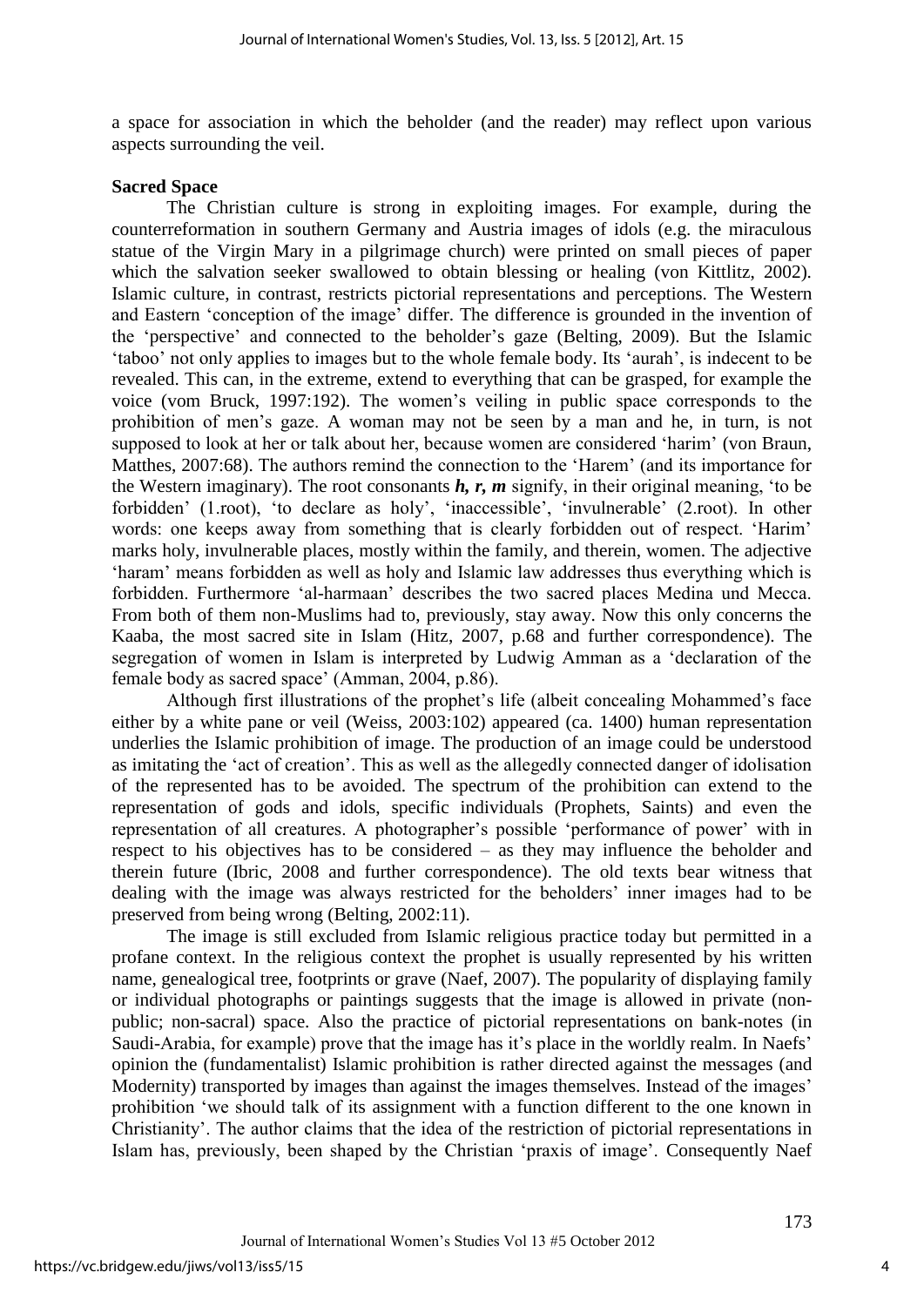a space for association in which the beholder (and the reader) may reflect upon various aspects surrounding the veil.

**Sacred Space**

The Christian culture is strong in exploiting images. For example, during the counterreformation in southern Germany and Austria images of idols (e.g. the miraculous statue of the Virgin Mary in a pilgrimage church) were printed on small pieces of paper which the salvation seeker swallowed to obtain blessing or healing (von Kittlitz, 2002). Islamic culture, in contrast, restricts pictorial representations and perceptions. The Western and Eastern 'conception of the image' differ. The difference is grounded in the invention of the 'perspective' and connected to the beholder's gaze (Belting, 2009). But the Islamic 'taboo' not only applies to images but to the whole female body. Its 'aurah', is indecent to be revealed. This can, in the extreme, extend to everything that can be grasped, for example the voice (vom Bruck, 1997:192). The women's veiling in public space corresponds to the prohibition of men's gaze. A woman may not be seen by a man and he, in turn, is not supposed to look at her or talk about her, because women are considered 'harim' (von Braun, Matthes, 2007:68). The authors remind the connection to the 'Harem' (and its importance for the Western imaginary). The root consonants ***h, r, m*** signify, in their original meaning, 'to be forbidden' (1.root), 'to declare as holy', 'inaccessible', 'invulnerable' (2.root). In other words: one keeps away from something that is clearly forbidden out of respect. 'Harim' marks holy, invulnerable places, mostly within the family, and therein, women. The adjective 'haram' means forbidden as well as holy and Islamic law addresses thus everything which is forbidden. Furthermore 'al-harmaan' describes the two sacred places Medina und Mecca. From both of them non-Muslims had to, previously, stay away. Now this only concerns the Kaaba, the most sacred site in Islam (Hitz, 2007, p.68 and further correspondence). The segregation of women in Islam is interpreted by Ludwig Amman as a 'declaration of the female body as sacred space' (Amman, 2004, p.86).

Although first illustrations of the prophet's life (albeit concealing Mohammed's face either by a white pane or veil (Weiss, 2003:102) appeared (ca. 1400) human representation underlies the Islamic prohibition of image. The production of an image could be understood as imitating the 'act of creation'. This as well as the allegedly connected danger of idolisation of the represented has to be avoided. The spectrum of the prohibition can extend to the representation of gods and idols, specific individuals (Prophets, Saints) and even the representation of all creatures. A photographer's possible 'performance of power' with in respect to his objectives has to be considered – as they may influence the beholder and therein future (Ibric, 2008 and further correspondence). The old texts bear witness that dealing with the image was always restricted for the beholders' inner images had to be preserved from being wrong (Belting, 2002:11).

The image is still excluded from Islamic religious practice today but permitted in a profane context. In the religious context the prophet is usually represented by his written name, genealogical tree, footprints or grave (Naef, 2007). The popularity of displaying family or individual photographs or paintings suggests that the image is allowed in private (non-public; non-sacral) space. Also the practice of pictorial representations on bank-notes (in Saudi-Arabia, for example) prove that the image has it's place in the worldly realm. In Naefs' opinion the (fundamentalist) Islamic prohibition is rather directed against the messages (and Modernity) transported by images than against the images themselves. Instead of the images' prohibition 'we should talk of its assignment with a function different to the one known in Christianity'. The author claims that the idea of the restriction of pictorial representations in Islam has, previously, been shaped by the Christian 'praxis of image'. Consequently Naef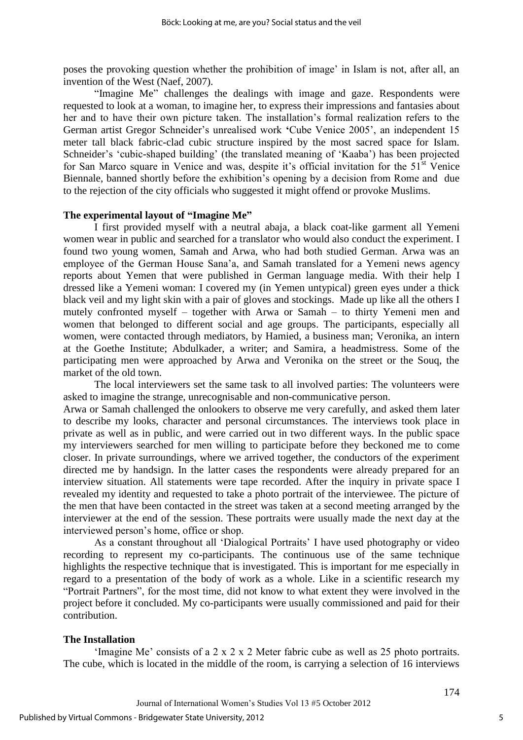poses the provoking question whether the prohibition of image' in Islam is not, after all, an invention of the West (Naef, 2007).

"Imagine Me" challenges the dealings with image and gaze. Respondents were requested to look at a woman, to imagine her, to express their impressions and fantasies about her and to have their own picture taken. The installation's formal realization refers to the German artist Gregor Schneider's unrealised work **'**Cube Venice 2005', an independent 15 meter tall black fabric-clad cubic structure inspired by the most sacred space for Islam. Schneider's 'cubic-shaped building' (the translated meaning of 'Kaaba') has been projected for San Marco square in Venice and was, despite it's official invitation for the 51st Venice Biennale, banned shortly before the exhibition's opening by a decision from Rome and due to the rejection of the city officials who suggested it might offend or provoke Muslims.

**The experimental layout of "Imagine Me"**

I first provided myself with a neutral abaja, a black coat-like garment all Yemeni women wear in public and searched for a translator who would also conduct the experiment. I found two young women, Samah and Arwa, who had both studied German. Arwa was an employee of the German House Sana'a, and Samah translated for a Yemeni news agency reports about Yemen that were published in German language media. With their help I dressed like a Yemeni woman: I covered my (in Yemen untypical) green eyes under a thick black veil and my light skin with a pair of gloves and stockings. Made up like all the others I mutely confronted myself – together with Arwa or Samah – to thirty Yemeni men and women that belonged to different social and age groups. The participants, especially all women, were contacted through mediators, by Hamied, a business man; Veronika, an intern at the Goethe Institute; Abdulkader, a writer; and Samira, a headmistress. Some of the participating men were approached by Arwa and Veronika on the street or the Souq, the market of the old town.

The local interviewers set the same task to all involved parties: The volunteers were asked to imagine the strange, unrecognisable and non-communicative person.

Arwa or Samah challenged the onlookers to observe me very carefully, and asked them later to describe my looks, character and personal circumstances. The interviews took place in private as well as in public, and were carried out in two different ways. In the public space my interviewers searched for men willing to participate before they beckoned me to come closer. In private surroundings, where we arrived together, the conductors of the experiment directed me by handsign. In the latter cases the respondents were already prepared for an interview situation. All statements were tape recorded. After the inquiry in private space I revealed my identity and requested to take a photo portrait of the interviewee. The picture of the men that have been contacted in the street was taken at a second meeting arranged by the interviewer at the end of the session. These portraits were usually made the next day at the interviewed person's home, office or shop.

As a constant throughout all 'Dialogical Portraits' I have used photography or video recording to represent my co-participants. The continuous use of the same technique highlights the respective technique that is investigated. This is important for me especially in regard to a presentation of the body of work as a whole. Like in a scientific research my "Portrait Partners", for the most time, did not know to what extent they were involved in the project before it concluded. My co-participants were usually commissioned and paid for their contribution.

**The Installation**

'Imagine Me' consists of a 2 x 2 x 2 Meter fabric cube as well as 25 photo portraits. The cube, which is located in the middle of the room, is carrying a selection of 16 interviews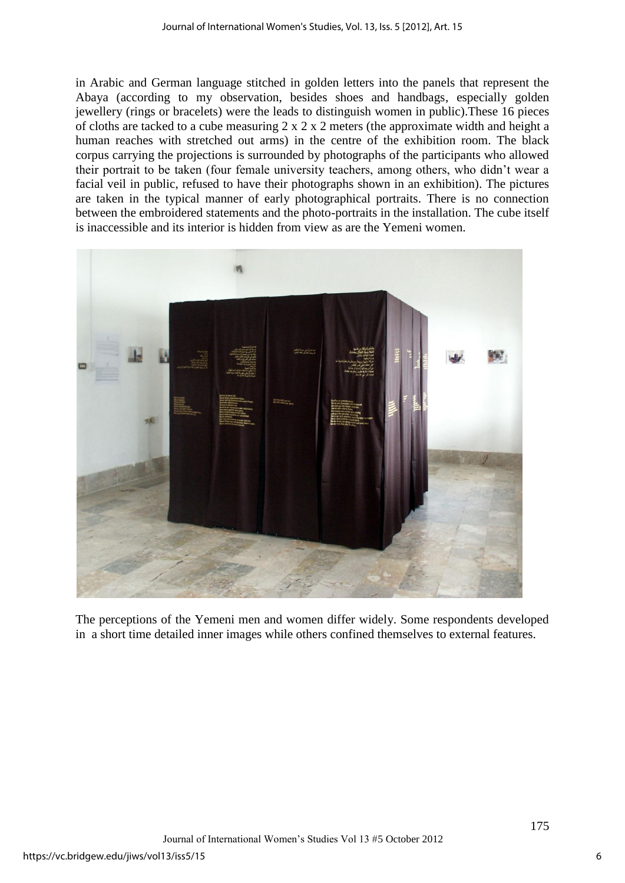in Arabic and German language stitched in golden letters into the panels that represent the Abaya (according to my observation, besides shoes and handbags, especially golden jewellery (rings or bracelets) were the leads to distinguish women in public).These 16 pieces of cloths are tacked to a cube measuring 2 x 2 x 2 meters (the approximate width and height a human reaches with stretched out arms) in the centre of the exhibition room. The black corpus carrying the projections is surrounded by photographs of the participants who allowed their portrait to be taken (four female university teachers, among others, who didn't wear a facial veil in public, refused to have their photographs shown in an exhibition). The pictures are taken in the typical manner of early photographical portraits. There is no connection between the embroidered statements and the photo-portraits in the installation. The cube itself is inaccessible and its interior is hidden from view as are the Yemeni women.

The perceptions of the Yemeni men and women differ widely. Some respondents developed in a short time detailed inner images while others confined themselves to external features.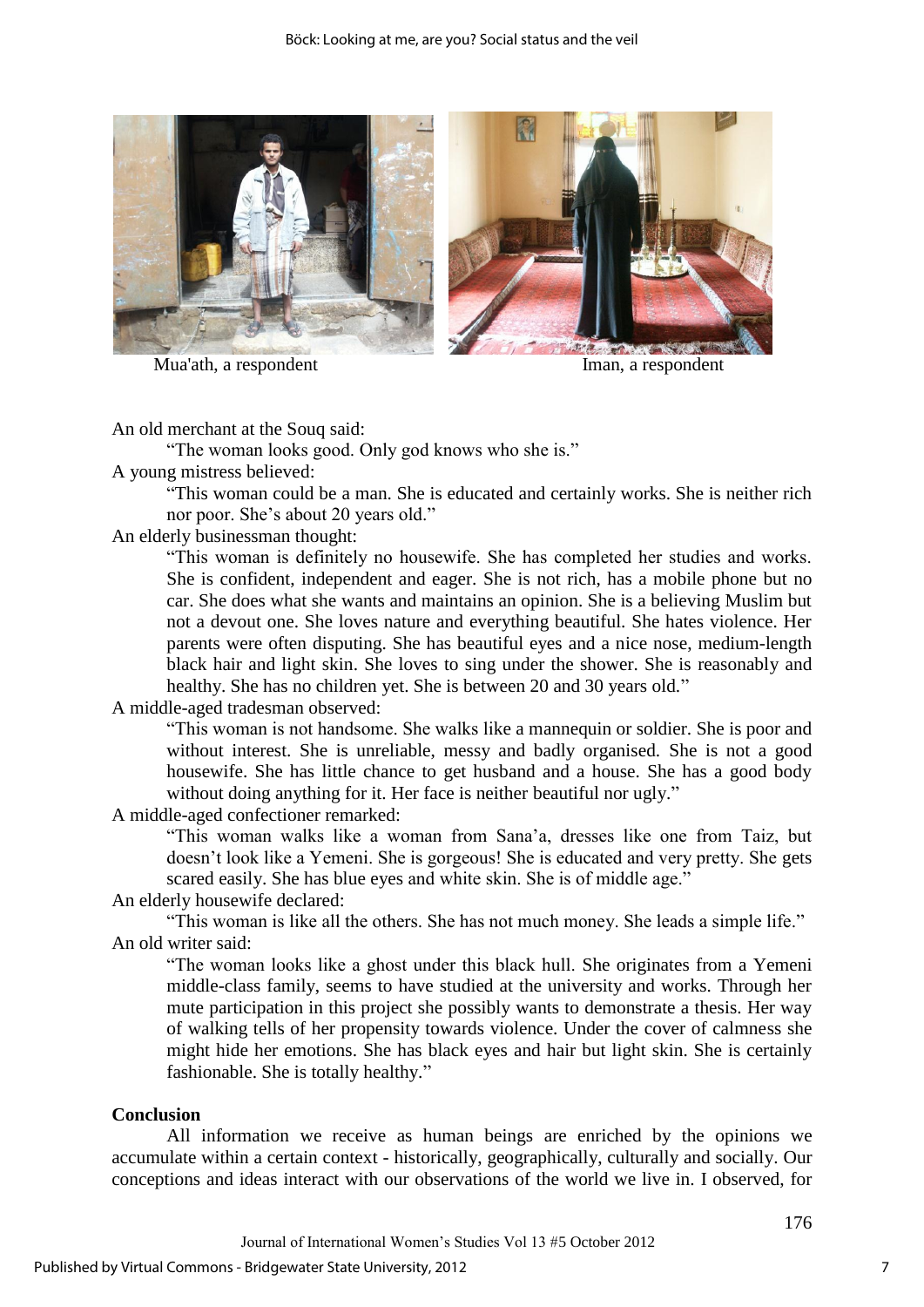Mua'ath, a respondent

Iman, a respondent

An old merchant at the Souq said:

> "The woman looks good. Only god knows who she is."

A young mistress believed:

> "This woman could be a man. She is educated and certainly works. She is neither rich nor poor. She's about 20 years old."

An elderly businessman thought:

> "This woman is definitely no housewife. She has completed her studies and works. She is confident, independent and eager. She is not rich, has a mobile phone but no car. She does what she wants and maintains an opinion. She is a believing Muslim but not a devout one. She loves nature and everything beautiful. She hates violence. Her parents were often disputing. She has beautiful eyes and a nice nose, medium-length black hair and light skin. She loves to sing under the shower. She is reasonably and healthy. She has no children yet. She is between 20 and 30 years old."

A middle-aged tradesman observed:

> "This woman is not handsome. She walks like a mannequin or soldier. She is poor and without interest. She is unreliable, messy and badly organised. She is not a good housewife. She has little chance to get husband and a house. She has a good body without doing anything for it. Her face is neither beautiful nor ugly."

A middle-aged confectioner remarked:

> "This woman walks like a woman from Sana'a, dresses like one from Taiz, but doesn't look like a Yemeni. She is gorgeous! She is educated and very pretty. She gets scared easily. She has blue eyes and white skin. She is of middle age."

An elderly housewife declared:

> "This woman is like all the others. She has not much money. She leads a simple life."

An old writer said:

> "The woman looks like a ghost under this black hull. She originates from a Yemeni middle-class family, seems to have studied at the university and works. Through her mute participation in this project she possibly wants to demonstrate a thesis. Her way of walking tells of her propensity towards violence. Under the cover of calmness she might hide her emotions. She has black eyes and hair but light skin. She is certainly fashionable. She is totally healthy."

## Conclusion

All information we receive as human beings are enriched by the opinions we accumulate within a certain context - historically, geographically, culturally and socially. Our conceptions and ideas interact with our observations of the world we live in. I observed, for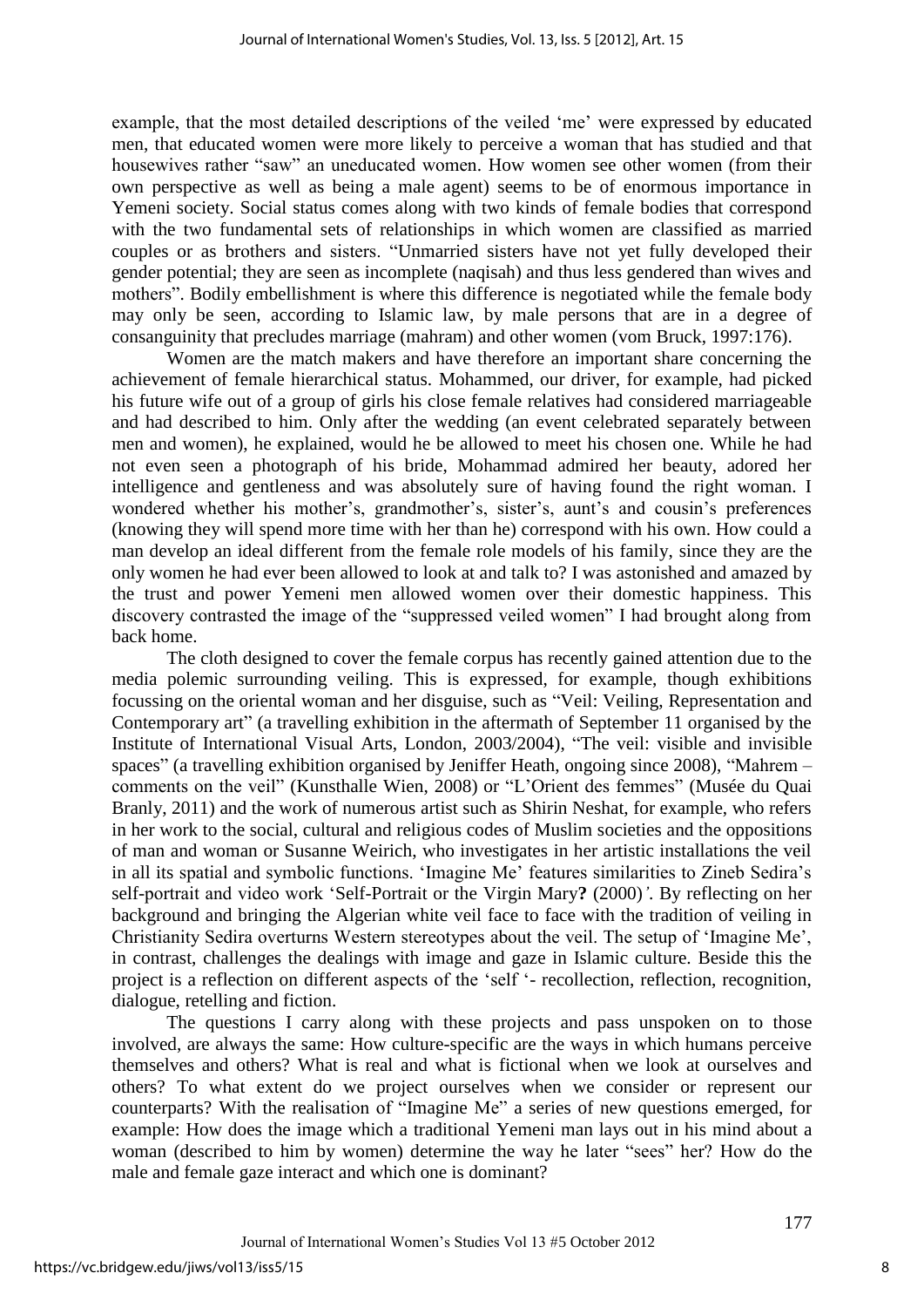example, that the most detailed descriptions of the veiled 'me' were expressed by educated men, that educated women were more likely to perceive a woman that has studied and that housewives rather "saw" an uneducated women. How women see other women (from their own perspective as well as being a male agent) seems to be of enormous importance in Yemeni society. Social status comes along with two kinds of female bodies that correspond with the two fundamental sets of relationships in which women are classified as married couples or as brothers and sisters. "Unmarried sisters have not yet fully developed their gender potential; they are seen as incomplete (naqisah) and thus less gendered than wives and mothers". Bodily embellishment is where this difference is negotiated while the female body may only be seen, according to Islamic law, by male persons that are in a degree of consanguinity that precludes marriage (mahram) and other women (vom Bruck, 1997:176).

Women are the match makers and have therefore an important share concerning the achievement of female hierarchical status. Mohammed, our driver, for example, had picked his future wife out of a group of girls his close female relatives had considered marriageable and had described to him. Only after the wedding (an event celebrated separately between men and women), he explained, would he be allowed to meet his chosen one. While he had not even seen a photograph of his bride, Mohammad admired her beauty, adored her intelligence and gentleness and was absolutely sure of having found the right woman. I wondered whether his mother's, grandmother's, sister's, aunt's and cousin's preferences (knowing they will spend more time with her than he) correspond with his own. How could a man develop an ideal different from the female role models of his family, since they are the only women he had ever been allowed to look at and talk to? I was astonished and amazed by the trust and power Yemeni men allowed women over their domestic happiness. This discovery contrasted the image of the "suppressed veiled women" I had brought along from back home.

The cloth designed to cover the female corpus has recently gained attention due to the media polemic surrounding veiling. This is expressed, for example, though exhibitions focussing on the oriental woman and her disguise, such as "Veil: Veiling, Representation and Contemporary art" (a travelling exhibition in the aftermath of September 11 organised by the Institute of International Visual Arts, London, 2003/2004), "The veil: visible and invisible spaces" (a travelling exhibition organised by Jeniffer Heath, ongoing since 2008), "Mahrem – comments on the veil" (Kunsthalle Wien, 2008) or "L'Orient des femmes" (Musée du Quai Branly, 2011) and the work of numerous artist such as Shirin Neshat, for example, who refers in her work to the social, cultural and religious codes of Muslim societies and the oppositions of man and woman or Susanne Weirich, who investigates in her artistic installations the veil in all its spatial and symbolic functions. 'Imagine Me' features similarities to Zineb Sedira's self-portrait and video work 'Self-Portrait or the Virgin Mary**?** (2000)*'*. By reflecting on her background and bringing the Algerian white veil face to face with the tradition of veiling in Christianity Sedira overturns Western stereotypes about the veil. The setup of 'Imagine Me', in contrast, challenges the dealings with image and gaze in Islamic culture. Beside this the project is a reflection on different aspects of the 'self '- recollection, reflection, recognition, dialogue, retelling and fiction.

The questions I carry along with these projects and pass unspoken on to those involved, are always the same: How culture-specific are the ways in which humans perceive themselves and others? What is real and what is fictional when we look at ourselves and others? To what extent do we project ourselves when we consider or represent our counterparts? With the realisation of "Imagine Me" a series of new questions emerged, for example: How does the image which a traditional Yemeni man lays out in his mind about a woman (described to him by women) determine the way he later "sees" her? How do the male and female gaze interact and which one is dominant?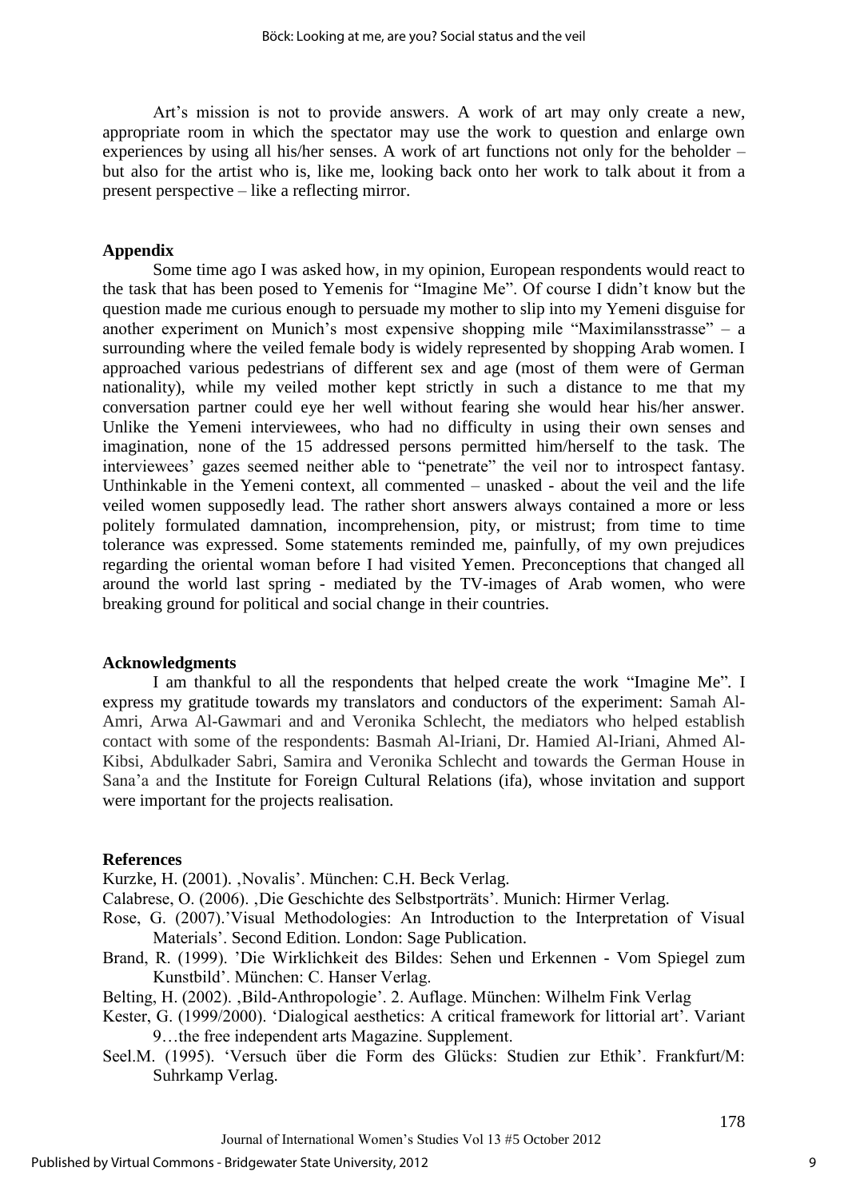Art's mission is not to provide answers. A work of art may only create a new, appropriate room in which the spectator may use the work to question and enlarge own experiences by using all his/her senses. A work of art functions not only for the beholder – but also for the artist who is, like me, looking back onto her work to talk about it from a present perspective – like a reflecting mirror.

## Appendix

Some time ago I was asked how, in my opinion, European respondents would react to the task that has been posed to Yemenis for "Imagine Me". Of course I didn't know but the question made me curious enough to persuade my mother to slip into my Yemeni disguise for another experiment on Munich's most expensive shopping mile "Maximilansstrasse" – a surrounding where the veiled female body is widely represented by shopping Arab women. I approached various pedestrians of different sex and age (most of them were of German nationality), while my veiled mother kept strictly in such a distance to me that my conversation partner could eye her well without fearing she would hear his/her answer. Unlike the Yemeni interviewees, who had no difficulty in using their own senses and imagination, none of the 15 addressed persons permitted him/herself to the task. The interviewees' gazes seemed neither able to "penetrate" the veil nor to introspect fantasy. Unthinkable in the Yemeni context, all commented – unasked - about the veil and the life veiled women supposedly lead. The rather short answers always contained a more or less politely formulated damnation, incomprehension, pity, or mistrust; from time to time tolerance was expressed. Some statements reminded me, painfully, of my own prejudices regarding the oriental woman before I had visited Yemen. Preconceptions that changed all around the world last spring - mediated by the TV-images of Arab women, who were breaking ground for political and social change in their countries.

## Acknowledgments

I am thankful to all the respondents that helped create the work "Imagine Me". I express my gratitude towards my translators and conductors of the experiment: Samah Al-Amri, Arwa Al-Gawmari and and Veronika Schlecht, the mediators who helped establish contact with some of the respondents: Basmah Al-Iriani, Dr. Hamied Al-Iriani, Ahmed Al-Kibsi, Abdulkader Sabri, Samira and Veronika Schlecht and towards the German House in Sana'a and the Institute for Foreign Cultural Relations (ifa), whose invitation and support were important for the projects realisation.

## References

Kurzke, H. (2001). ,Novalis'. München: C.H. Beck Verlag.

Calabrese, O. (2006). ,Die Geschichte des Selbstporträts'. Munich: Hirmer Verlag.

Rose, G. (2007).'Visual Methodologies: An Introduction to the Interpretation of Visual Materials'. Second Edition. London: Sage Publication.

Brand, R. (1999). 'Die Wirklichkeit des Bildes: Sehen und Erkennen - Vom Spiegel zum Kunstbild'. München: C. Hanser Verlag.

Belting, H. (2002). ,Bild-Anthropologie'. 2. Auflage. München: Wilhelm Fink Verlag

Kester, G. (1999/2000). 'Dialogical aesthetics: A critical framework for littorial art'. Variant 9…the free independent arts Magazine. Supplement.

Seel.M. (1995). 'Versuch über die Form des Glücks: Studien zur Ethik'. Frankfurt/M: Suhrkamp Verlag.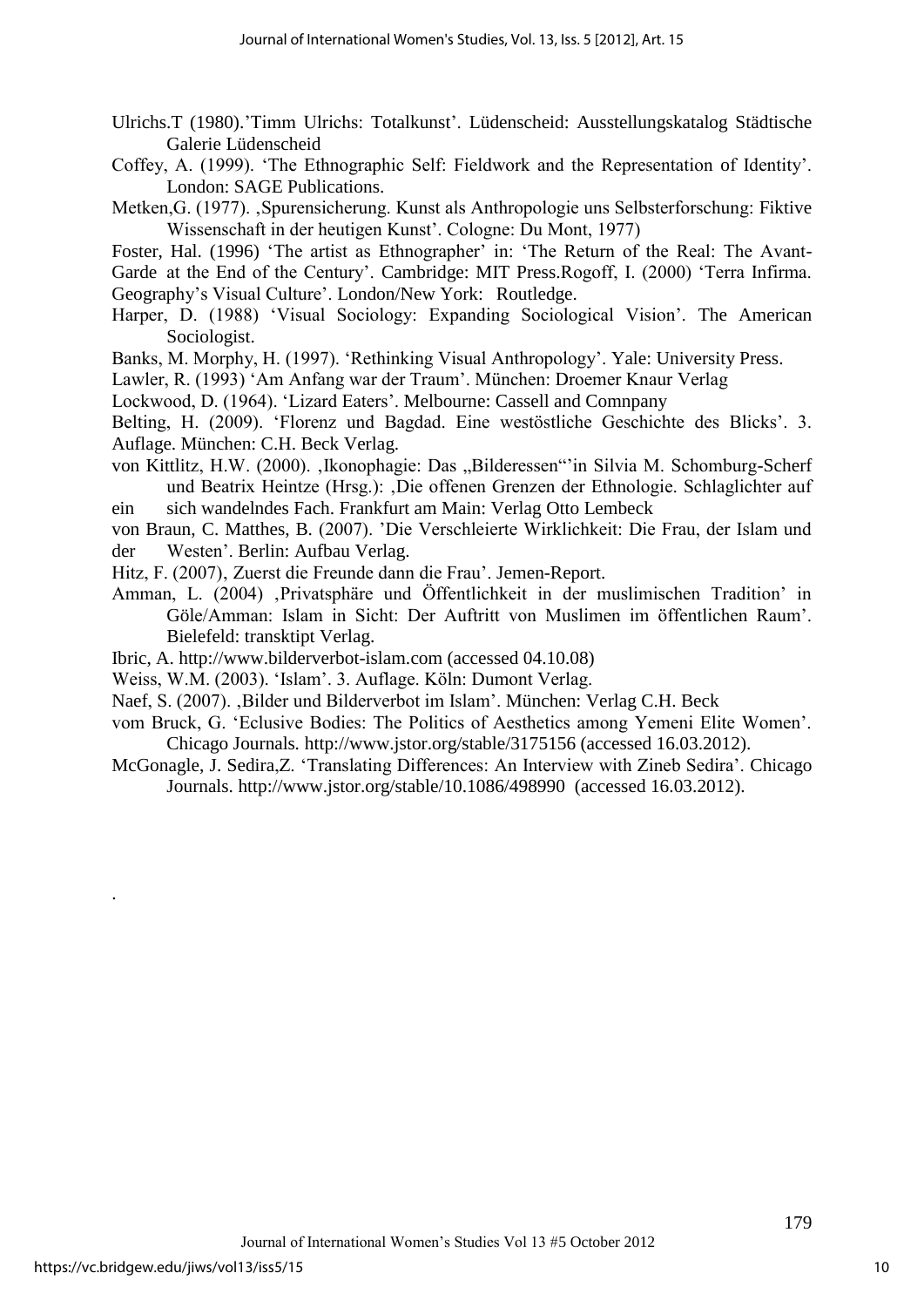Ulrichs.T (1980).'Timm Ulrichs: Totalkunst'. Lüdenscheid: Ausstellungskatalog Städtische Galerie Lüdenscheid

Coffey, A. (1999). 'The Ethnographic Self: Fieldwork and the Representation of Identity'. London: SAGE Publications.

Metken,G. (1977). ‚Spurensicherung. Kunst als Anthropologie uns Selbsterforschung: Fiktive Wissenschaft in der heutigen Kunst'. Cologne: Du Mont, 1977)

Foster, Hal. (1996) 'The artist as Ethnographer' in: 'The Return of the Real: The Avant-Garde at the End of the Century'. Cambridge: MIT Press.Rogoff, I. (2000) 'Terra Infirma. Geography's Visual Culture'. London/New York: Routledge.

Harper, D. (1988) 'Visual Sociology: Expanding Sociological Vision'. The American Sociologist.

Banks, M. Morphy, H. (1997). 'Rethinking Visual Anthropology'. Yale: University Press.

Lawler, R. (1993) 'Am Anfang war der Traum'. München: Droemer Knaur Verlag

Lockwood, D. (1964). 'Lizard Eaters'. Melbourne: Cassell and Comnpany

Belting, H. (2009). 'Florenz und Bagdad. Eine westöstliche Geschichte des Blicks'. 3. Auflage. München: C.H. Beck Verlag.

von Kittlitz, H.W. (2000). ‚Ikonophagie: Das „Bilderessen"'in Silvia M. Schomburg-Scherf und Beatrix Heintze (Hrsg.): ‚Die offenen Grenzen der Ethnologie. Schlaglichter auf ein sich wandelndes Fach. Frankfurt am Main: Verlag Otto Lembeck

von Braun, C. Matthes, B. (2007). 'Die Verschleierte Wirklichkeit: Die Frau, der Islam und der Westen'. Berlin: Aufbau Verlag.

Hitz, F. (2007), Zuerst die Freunde dann die Frau'. Jemen-Report.

Amman, L. (2004) ‚Privatsphäre und Öffentlichkeit in der muslimischen Tradition' in Göle/Amman: Islam in Sicht: Der Auftritt von Muslimen im öffentlichen Raum'. Bielefeld: transktipt Verlag.

Ibric, A. http://www.bilderverbot-islam.com (accessed 04.10.08)

Weiss, W.M. (2003). 'Islam'. 3. Auflage. Köln: Dumont Verlag.

Naef, S. (2007). ‚Bilder und Bilderverbot im Islam'. München: Verlag C.H. Beck

vom Bruck, G. 'Eclusive Bodies: The Politics of Aesthetics among Yemeni Elite Women'. Chicago Journals. http://www.jstor.org/stable/3175156 (accessed 16.03.2012).

McGonagle, J. Sedira,Z. 'Translating Differences: An Interview with Zineb Sedira'. Chicago Journals. http://www.jstor.org/stable/10.1086/498990 (accessed 16.03.2012).

.